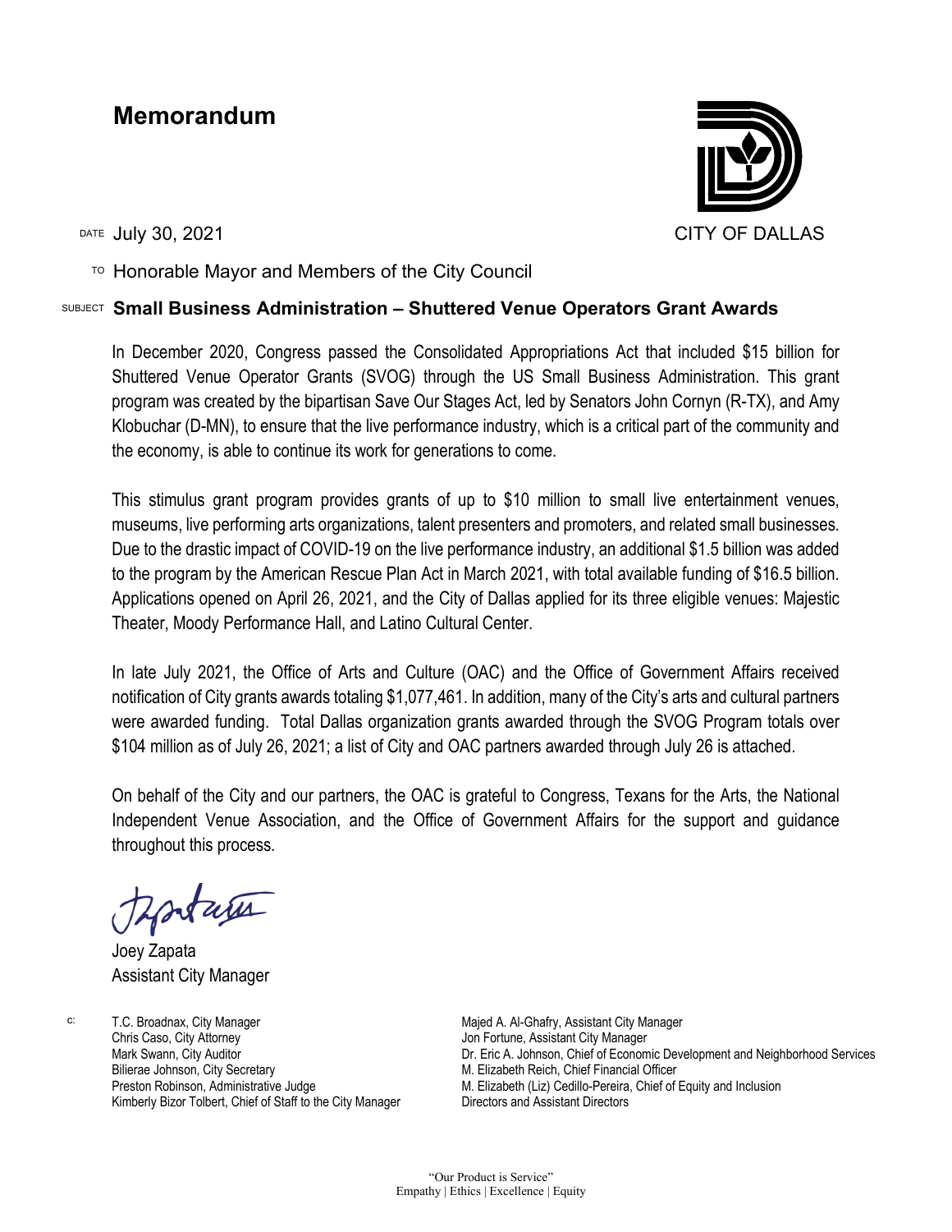# Memorandum

CITY OF DALLAS

DATE July 30, 2021

TO Honorable Mayor and Members of the City Council

SUBJECT **Small Business Administration – Shuttered Venue Operators Grant Awards**

In December 2020, Congress passed the Consolidated Appropriations Act that included $15 billion for Shuttered Venue Operator Grants (SVOG) through the US Small Business Administration. This grant program was created by the bipartisan Save Our Stages Act, led by Senators John Cornyn (R-TX), and Amy Klobuchar (D-MN), to ensure that the live performance industry, which is a critical part of the community and the economy, is able to continue its work for generations to come.

This stimulus grant program provides grants of up to $10 million to small live entertainment venues, museums, live performing arts organizations, talent presenters and promoters, and related small businesses. Due to the drastic impact of COVID-19 on the live performance industry, an additional $1.5 billion was added to the program by the American Rescue Plan Act in March 2021, with total available funding of $16.5 billion. Applications opened on April 26, 2021, and the City of Dallas applied for its three eligible venues: Majestic Theater, Moody Performance Hall, and Latino Cultural Center.

In late July 2021, the Office of Arts and Culture (OAC) and the Office of Government Affairs received notification of City grants awards totaling $1,077,461. In addition, many of the City's arts and cultural partners were awarded funding. Total Dallas organization grants awarded through the SVOG Program totals over $104 million as of July 26, 2021; a list of City and OAC partners awarded through July 26 is attached.

On behalf of the City and our partners, the OAC is grateful to Congress, Texans for the Arts, the National Independent Venue Association, and the Office of Government Affairs for the support and guidance throughout this process.

Joey Zapata
Assistant City Manager

c:
T.C. Broadnax, City Manager
Chris Caso, City Attorney
Mark Swann, City Auditor
Bilierae Johnson, City Secretary
Preston Robinson, Administrative Judge
Kimberly Bizor Tolbert, Chief of Staff to the City Manager
Majed A. Al-Ghafry, Assistant City Manager
Jon Fortune, Assistant City Manager
Dr. Eric A. Johnson, Chief of Economic Development and Neighborhood Services
M. Elizabeth Reich, Chief Financial Officer
M. Elizabeth (Liz) Cedillo-Pereira, Chief of Equity and Inclusion
Directors and Assistant Directors

"Our Product is Service"
Empathy | Ethics | Excellence | Equity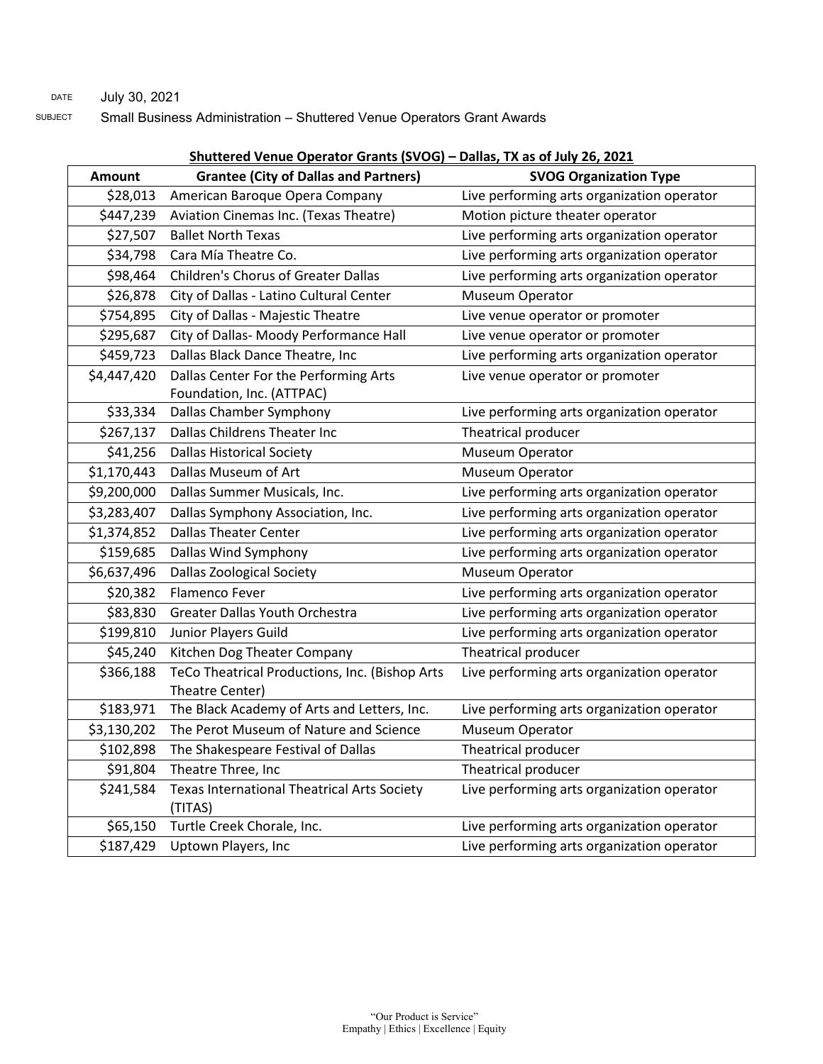DATE July 30, 2021

SUBJECT Small Business Administration – Shuttered Venue Operators Grant Awards

**Shuttered Venue Operator Grants (SVOG) – Dallas, TX as of July 26, 2021**

| Amount | Grantee (City of Dallas and Partners) | SVOG Organization Type |
|---|---|---|
| $28,013 | American Baroque Opera Company | Live performing arts organization operator |
| $447,239 | Aviation Cinemas Inc. (Texas Theatre) | Motion picture theater operator |
| $27,507 | Ballet North Texas | Live performing arts organization operator |
| $34,798 | Cara Mía Theatre Co. | Live performing arts organization operator |
| $98,464 | Children's Chorus of Greater Dallas | Live performing arts organization operator |
| $26,878 | City of Dallas - Latino Cultural Center | Museum Operator |
| $754,895 | City of Dallas - Majestic Theatre | Live venue operator or promoter |
| $295,687 | City of Dallas- Moody Performance Hall | Live venue operator or promoter |
| $459,723 | Dallas Black Dance Theatre, Inc | Live performing arts organization operator |
| $4,447,420 | Dallas Center For the Performing Arts Foundation, Inc. (ATTPAC) | Live venue operator or promoter |
| $33,334 | Dallas Chamber Symphony | Live performing arts organization operator |
| $267,137 | Dallas Childrens Theater Inc | Theatrical producer |
| $41,256 | Dallas Historical Society | Museum Operator |
| $1,170,443 | Dallas Museum of Art | Museum Operator |
| $9,200,000 | Dallas Summer Musicals, Inc. | Live performing arts organization operator |
| $3,283,407 | Dallas Symphony Association, Inc. | Live performing arts organization operator |
| $1,374,852 | Dallas Theater Center | Live performing arts organization operator |
| $159,685 | Dallas Wind Symphony | Live performing arts organization operator |
| $6,637,496 | Dallas Zoological Society | Museum Operator |
| $20,382 | Flamenco Fever | Live performing arts organization operator |
| $83,830 | Greater Dallas Youth Orchestra | Live performing arts organization operator |
| $199,810 | Junior Players Guild | Live performing arts organization operator |
| $45,240 | Kitchen Dog Theater Company | Theatrical producer |
| $366,188 | TeCo Theatrical Productions, Inc. (Bishop Arts Theatre Center) | Live performing arts organization operator |
| $183,971 | The Black Academy of Arts and Letters, Inc. | Live performing arts organization operator |
| $3,130,202 | The Perot Museum of Nature and Science | Museum Operator |
| $102,898 | The Shakespeare Festival of Dallas | Theatrical producer |
| $91,804 | Theatre Three, Inc | Theatrical producer |
| $241,584 | Texas International Theatrical Arts Society (TITAS) | Live performing arts organization operator |
| $65,150 | Turtle Creek Chorale, Inc. | Live performing arts organization operator |
| $187,429 | Uptown Players, Inc | Live performing arts organization operator |

"Our Product is Service"
Empathy | Ethics | Excellence | Equity